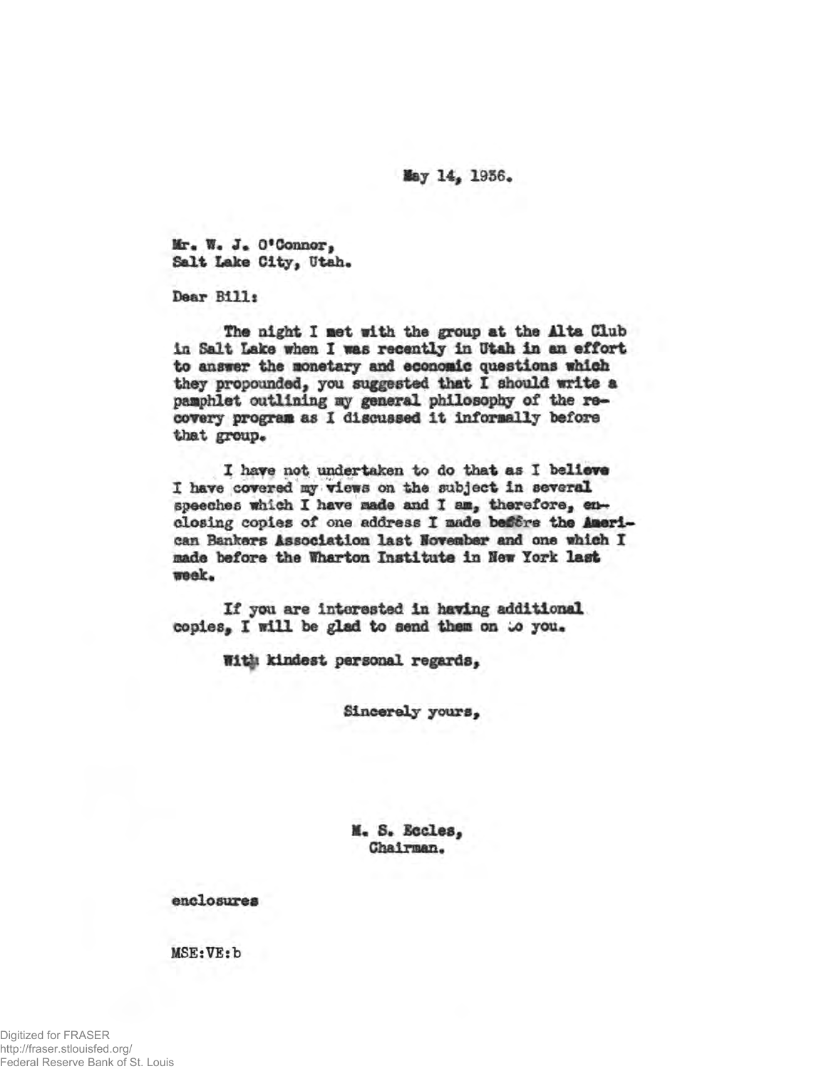May 14, 1936.

Mr. W. J. O'Connor,
Salt Lake City, Utah.

Dear Bill:

The night I met with the group at the Alta Club in Salt Lake when I was recently in Utah in an effort to answer the monetary and economic questions which they propounded, you suggested that I should write a pamphlet outlining my general philosophy of the recovery program as I discussed it informally before that group.

I have not undertaken to do that as I believe I have covered my views on the subject in several speeches which I have made and I am, therefore, enclosing copies of one address I made before the American Bankers Association last November and one which I made before the Wharton Institute in New York last week.

If you are interested in having additional copies, I will be glad to send them on to you.

With kindest personal regards,

Sincerely yours,

M. S. Eccles,
Chairman.

enclosures

MSE:VE:b

Digitized for FRASER
http://fraser.stlouisfed.org/
Federal Reserve Bank of St. Louis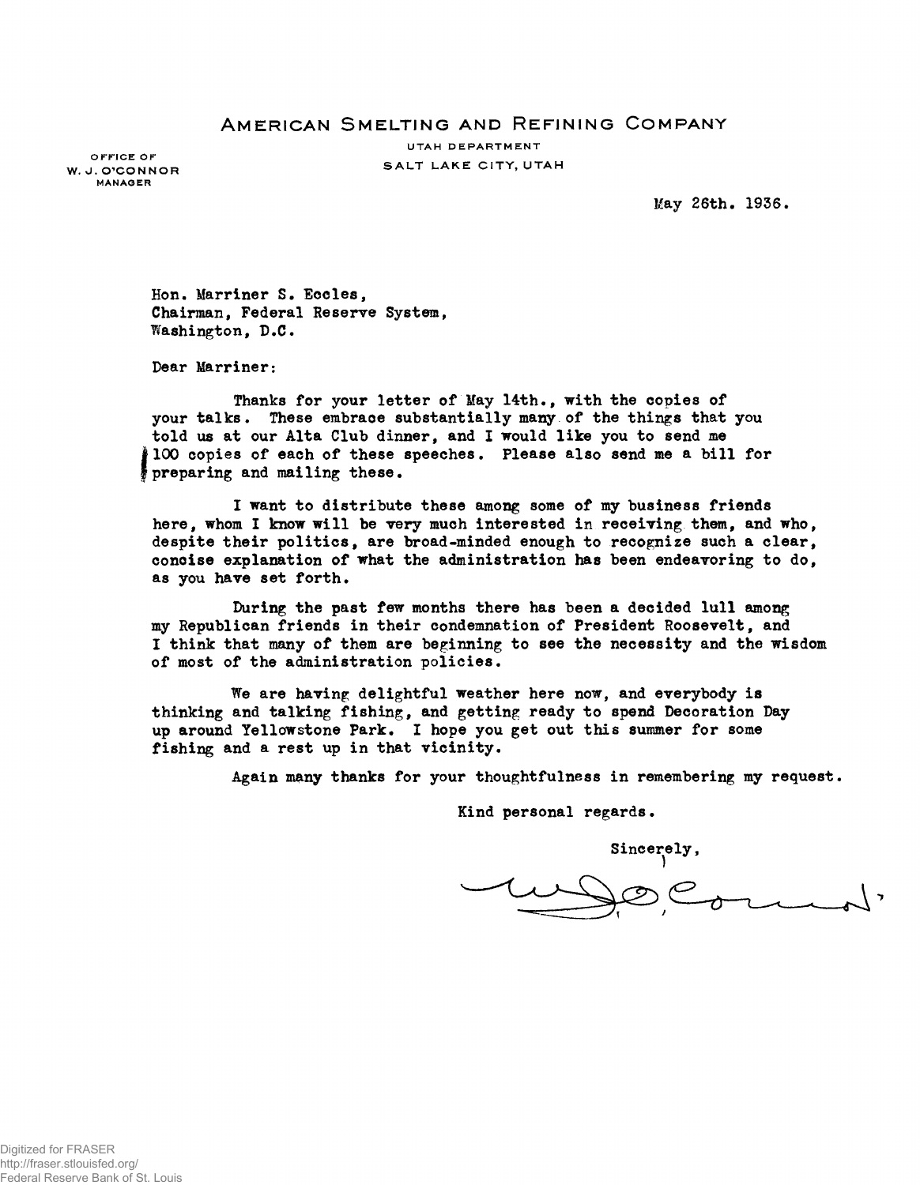# AMERICAN SMELTING AND REFINING COMPANY

UTAH DEPARTMENT
SALT LAKE CITY, UTAH

OFFICE OF
W. J. O'CONNOR
MANAGER

May 26th. 1936.

Hon. Marriner S. Eccles,
Chairman, Federal Reserve System,
Washington, D.C.

Dear Marriner:

Thanks for your letter of May 14th., with the copies of your talks. These embrace substantially many of the things that you told us at our Alta Club dinner, and I would like you to send me 100 copies of each of these speeches. Please also send me a bill for preparing and mailing these.

I want to distribute these among some of my business friends here, whom I know will be very much interested in receiving them, and who, despite their politics, are broad-minded enough to recognize such a clear, concise explanation of what the administration has been endeavoring to do, as you have set forth.

During the past few months there has been a decided lull among my Republican friends in their condemnation of President Roosevelt, and I think that many of them are beginning to see the necessity and the wisdom of most of the administration policies.

We are having delightful weather here now, and everybody is thinking and talking fishing, and getting ready to spend Decoration Day up around Yellowstone Park. I hope you get out this summer for some fishing and a rest up in that vicinity.

Again many thanks for your thoughtfulness in remembering my request.

Kind personal regards.

Sincerely,

W. J. O'Connor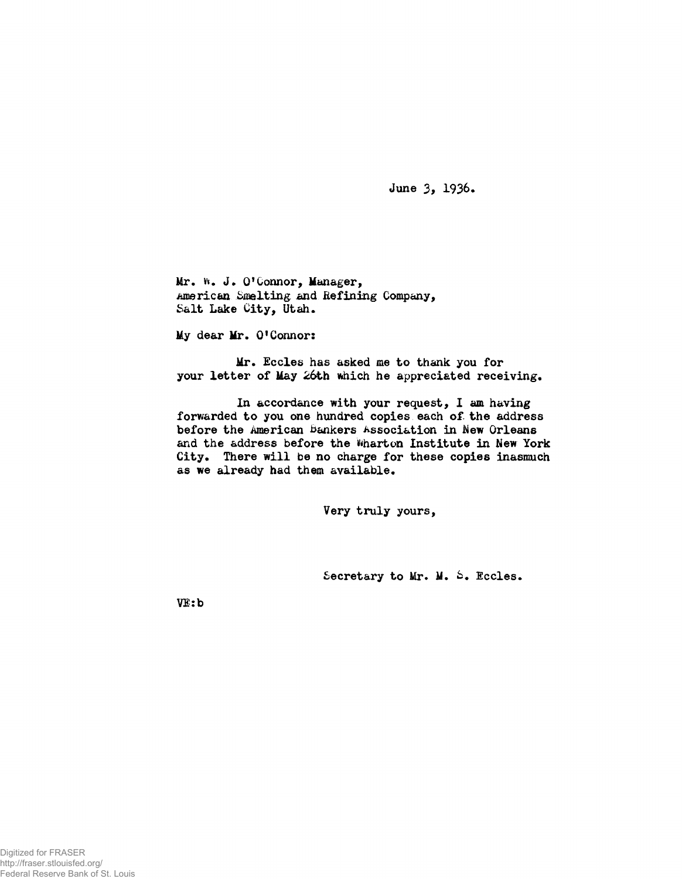June 3, 1936.

Mr. W. J. O'Connor, Manager,
American Smelting and Refining Company,
Salt Lake City, Utah.

My dear Mr. O'Connor:

Mr. Eccles has asked me to thank you for your letter of May 26th which he appreciated receiving.

In accordance with your request, I am having forwarded to you one hundred copies each of the address before the American Bankers Association in New Orleans and the address before the Wharton Institute in New York City. There will be no charge for these copies inasmuch as we already had them available.

Very truly yours,

Secretary to Mr. M. S. Eccles.

VE:b